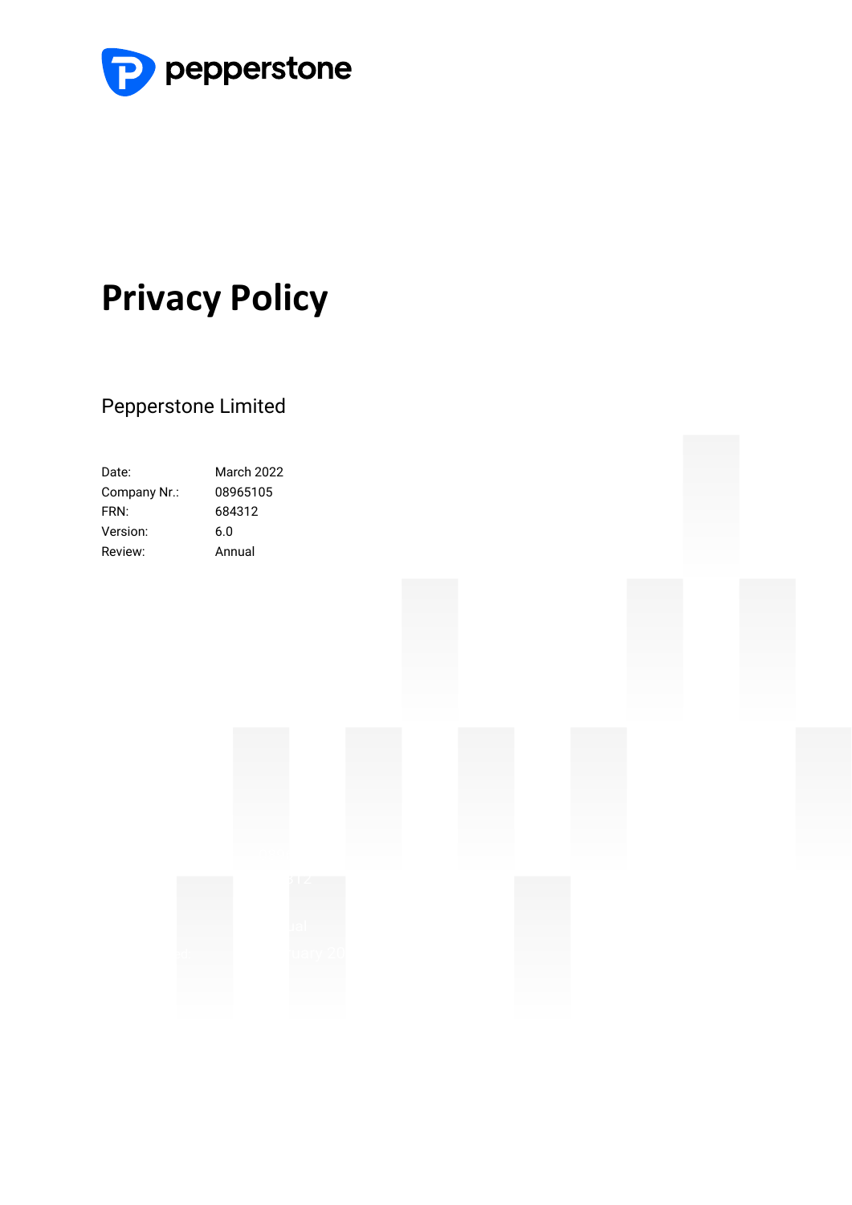pepperstone

# Privacy Policy

Pepperstone Limited

| | |
|---|---|
| Date: | March 2022 |
| Company Nr.: | 08965105 |
| FRN: | 684312 |
| Version: | 6.0 |
| Review: | Annual |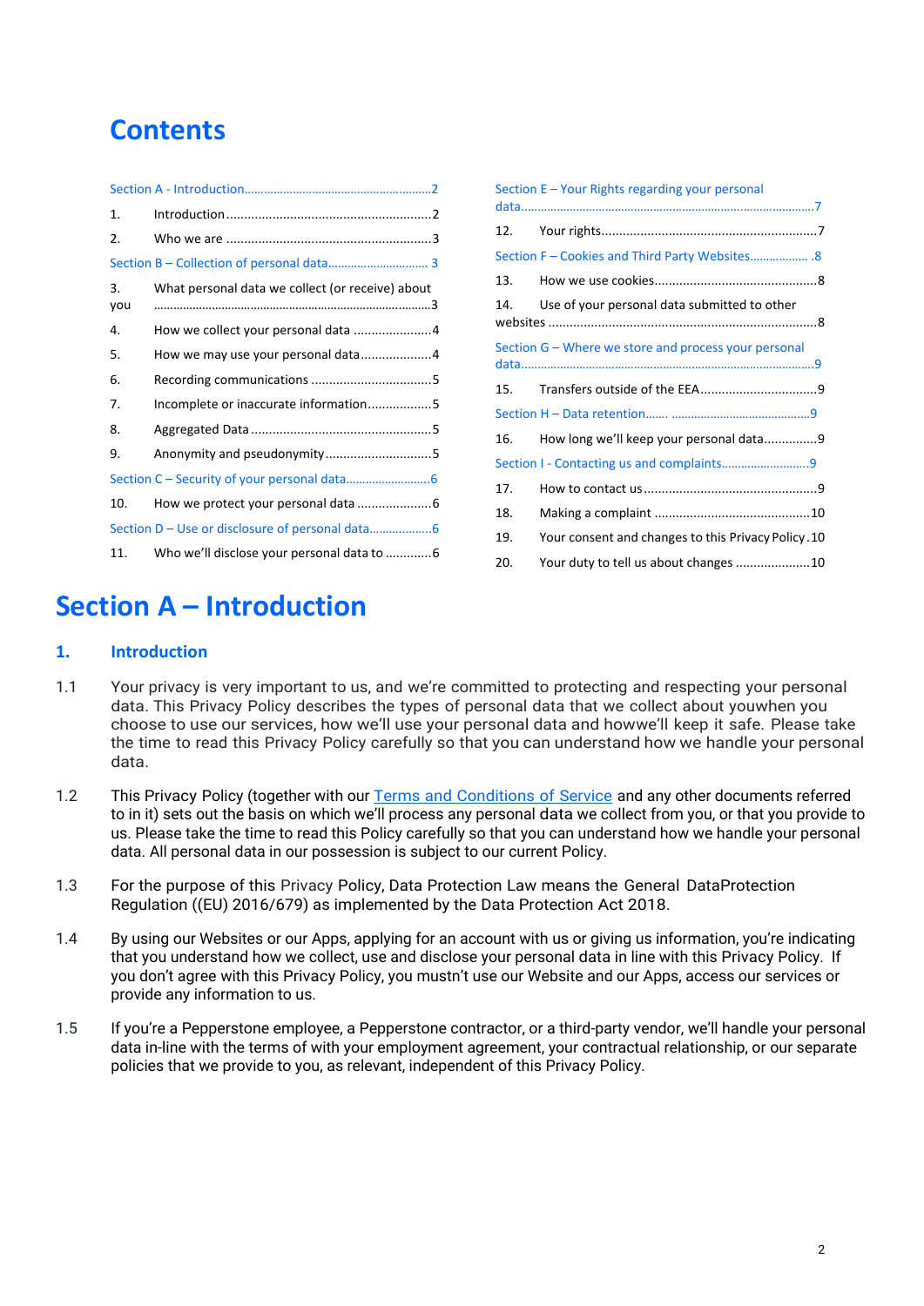# Contents

Section A - Introduction ........................................................ 2

1. Introduction ........................................................ 2
2. Who we are ........................................................ 3

Section B – Collection of personal data ........................................................ 3

3. What personal data we collect (or receive) about you ........................................................ 3
4. How we collect your personal data ........................................................ 4
5. How we may use your personal data ........................................................ 4
6. Recording communications ........................................................ 5
7. Incomplete or inaccurate information ........................................................ 5
8. Aggregated Data ........................................................ 5
9. Anonymity and pseudonymity ........................................................ 5

Section C – Security of your personal data ........................................................ 6

10. How we protect your personal data ........................................................ 6

Section D – Use or disclosure of personal data ........................................................ 6

11. Who we'll disclose your personal data to ........................................................ 6

Section E – Your Rights regarding your personal data ........................................................ 7

12. Your rights ........................................................ 7

Section F – Cookies and Third Party Websites ........................................................ 8

13. How we use cookies ........................................................ 8
14. Use of your personal data submitted to other websites ........................................................ 8

Section G – Where we store and process your personal data ........................................................ 9

15. Transfers outside of the EEA ........................................................ 9

Section H – Data retention ........................................................ 9

16. How long we'll keep your personal data ........................................................ 9

Section I - Contacting us and complaints ........................................................ 9

17. How to contact us ........................................................ 9
18. Making a complaint ........................................................ 10
19. Your consent and changes to this Privacy Policy ........................................................ 10
20. Your duty to tell us about changes ........................................................ 10

# Section A – Introduction

## 1. Introduction

1.1 Your privacy is very important to us, and we're committed to protecting and respecting your personal data. This Privacy Policy describes the types of personal data that we collect about youwhen you choose to use our services, how we'll use your personal data and howwe'll keep it safe. Please take the time to read this Privacy Policy carefully so that you can understand how we handle your personal data.

1.2 This Privacy Policy (together with our Terms and Conditions of Service and any other documents referred to in it) sets out the basis on which we'll process any personal data we collect from you, or that you provide to us. Please take the time to read this Policy carefully so that you can understand how we handle your personal data. All personal data in our possession is subject to our current Policy.

1.3 For the purpose of this Privacy Policy, Data Protection Law means the General DataProtection Regulation ((EU) 2016/679) as implemented by the Data Protection Act 2018.

1.4 By using our Websites or our Apps, applying for an account with us or giving us information, you're indicating that you understand how we collect, use and disclose your personal data in line with this Privacy Policy. If you don't agree with this Privacy Policy, you mustn't use our Website and our Apps, access our services or provide any information to us.

1.5 If you're a Pepperstone employee, a Pepperstone contractor, or a third-party vendor, we'll handle your personal data in-line with the terms of with your employment agreement, your contractual relationship, or our separate policies that we provide to you, as relevant, independent of this Privacy Policy.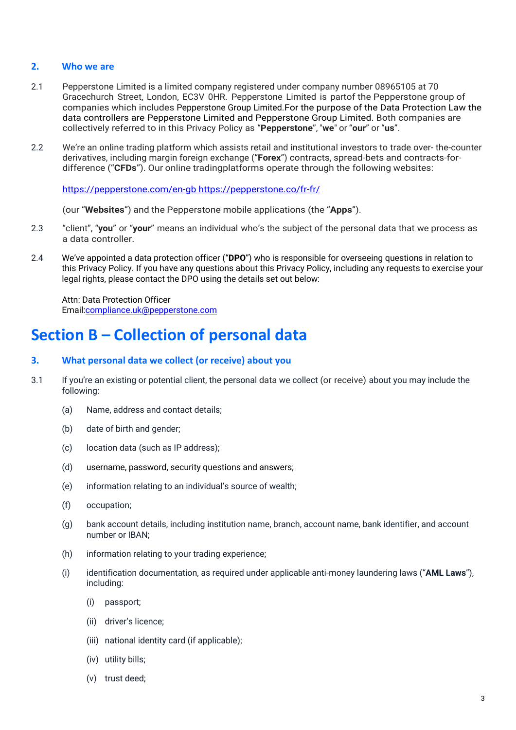## 2. Who we are

2.1 Pepperstone Limited is a limited company registered under company number 08965105 at 70 Gracechurch Street, London, EC3V 0HR. Pepperstone Limited is partof the Pepperstone group of companies which includes Pepperstone Group Limited.For the purpose of the Data Protection Law the data controllers are Pepperstone Limited and Pepperstone Group Limited. Both companies are collectively referred to in this Privacy Policy as "**Pepperstone**", "**we**" or "**our**" or "**us**".

2.2 We're an online trading platform which assists retail and institutional investors to trade over- the-counter derivatives, including margin foreign exchange ("**Forex**") contracts, spread-bets and contracts-for-difference ("**CFDs**"). Our online tradingplatforms operate through the following websites:

https://pepperstone.com/en-gb https://pepperstone.co/fr-fr/

(our "**Websites**") and the Pepperstone mobile applications (the "**Apps**").

2.3 "client", "**you**" or "**your**" means an individual who's the subject of the personal data that we process as a data controller.

2.4 We've appointed a data protection officer ("**DPO**") who is responsible for overseeing questions in relation to this Privacy Policy. If you have any questions about this Privacy Policy, including any requests to exercise your legal rights, please contact the DPO using the details set out below:

Attn: Data Protection Officer
Email:compliance.uk@pepperstone.com

# Section B – Collection of personal data

## 3. What personal data we collect (or receive) about you

3.1 If you're an existing or potential client, the personal data we collect (or receive) about you may include the following:

- (a) Name, address and contact details;
- (b) date of birth and gender;
- (c) location data (such as IP address);
- (d) username, password, security questions and answers;
- (e) information relating to an individual's source of wealth;
- (f) occupation;
- (g) bank account details, including institution name, branch, account name, bank identifier, and account number or IBAN;
- (h) information relating to your trading experience;
- (i) identification documentation, as required under applicable anti-money laundering laws ("**AML Laws**"), including:
  - (i) passport;
  - (ii) driver's licence;
  - (iii) national identity card (if applicable);
  - (iv) utility bills;
  - (v) trust deed;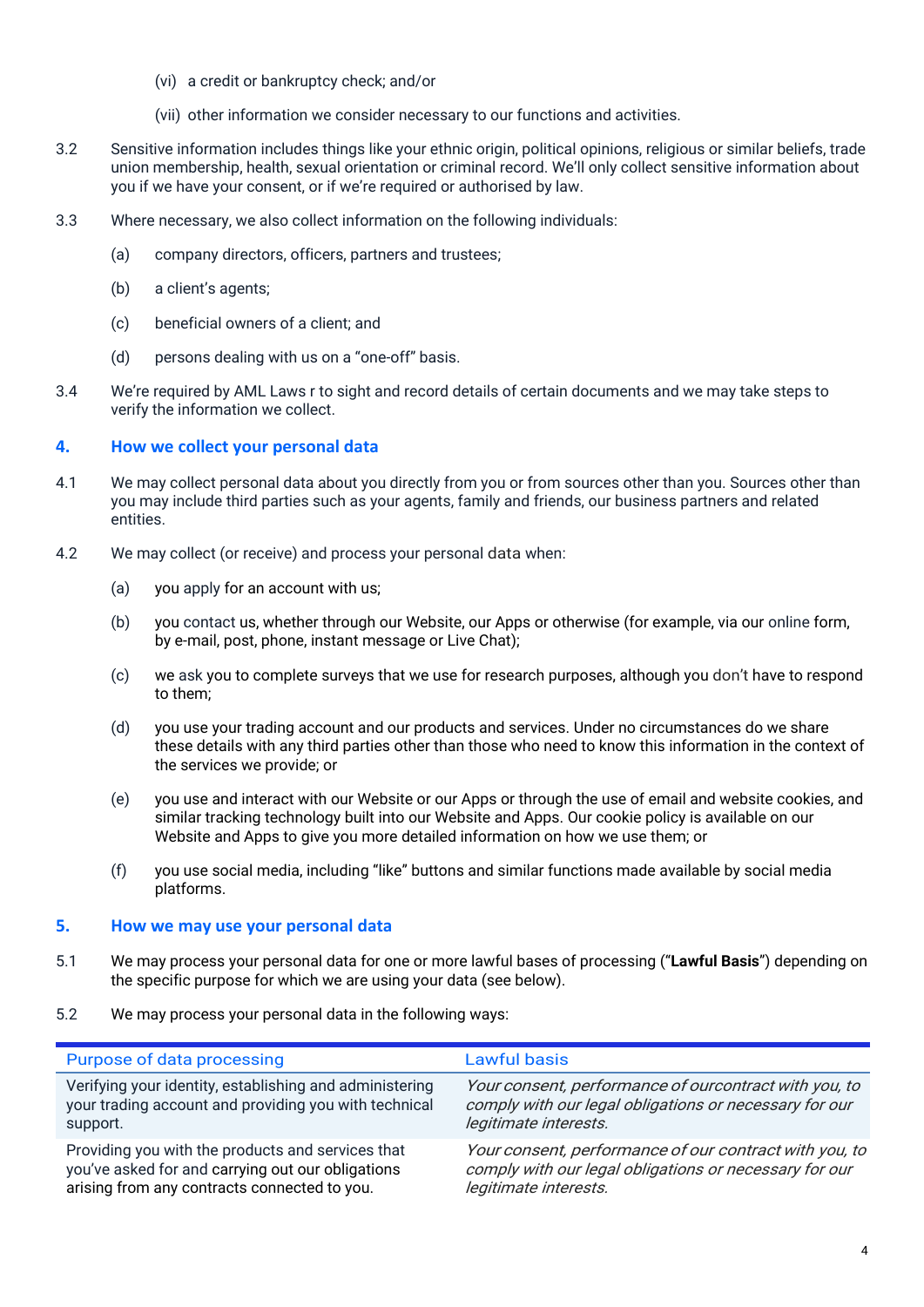(vi) a credit or bankruptcy check; and/or

(vii) other information we consider necessary to our functions and activities.

3.2 Sensitive information includes things like your ethnic origin, political opinions, religious or similar beliefs, trade union membership, health, sexual orientation or criminal record. We'll only collect sensitive information about you if we have your consent, or if we're required or authorised by law.

3.3 Where necessary, we also collect information on the following individuals:

(a) company directors, officers, partners and trustees;

(b) a client's agents;

(c) beneficial owners of a client; and

(d) persons dealing with us on a "one-off" basis.

3.4 We're required by AML Laws r to sight and record details of certain documents and we may take steps to verify the information we collect.

## 4. How we collect your personal data

4.1 We may collect personal data about you directly from you or from sources other than you. Sources other than you may include third parties such as your agents, family and friends, our business partners and related entities.

4.2 We may collect (or receive) and process your personal data when:

(a) you apply for an account with us;

(b) you contact us, whether through our Website, our Apps or otherwise (for example, via our online form, by e-mail, post, phone, instant message or Live Chat);

(c) we ask you to complete surveys that we use for research purposes, although you don't have to respond to them;

(d) you use your trading account and our products and services. Under no circumstances do we share these details with any third parties other than those who need to know this information in the context of the services we provide; or

(e) you use and interact with our Website or our Apps or through the use of email and website cookies, and similar tracking technology built into our Website and Apps. Our cookie policy is available on our Website and Apps to give you more detailed information on how we use them; or

(f) you use social media, including "like" buttons and similar functions made available by social media platforms.

## 5. How we may use your personal data

5.1 We may process your personal data for one or more lawful bases of processing ("**Lawful Basis**") depending on the specific purpose for which we are using your data (see below).

5.2 We may process your personal data in the following ways:

| Purpose of data processing | Lawful basis |
|---|---|
| Verifying your identity, establishing and administering your trading account and providing you with technical support. | *Your consent, performance of ourcontract with you, to comply with our legal obligations or necessary for our legitimate interests.* |
| Providing you with the products and services that you've asked for and carrying out our obligations arising from any contracts connected to you. | *Your consent, performance of our contract with you, to comply with our legal obligations or necessary for our legitimate interests.* |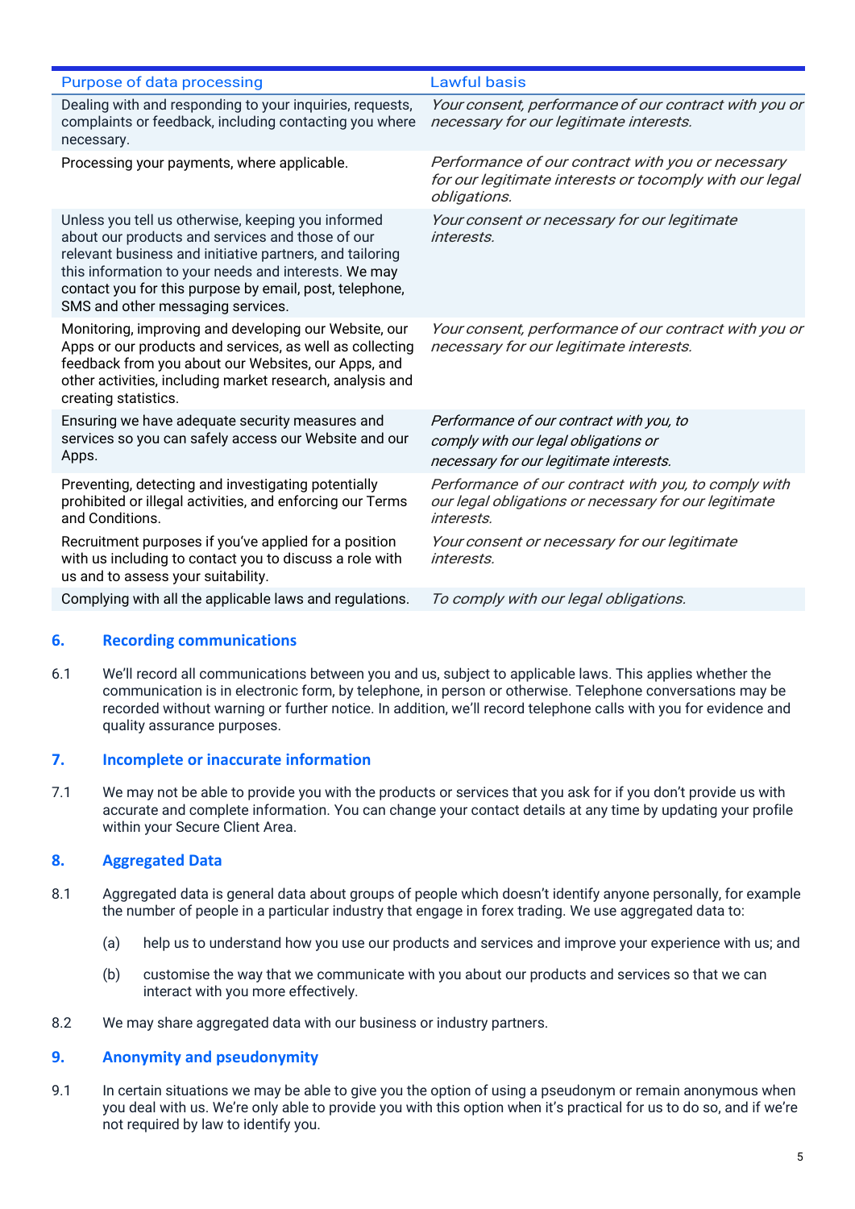| Purpose of data processing | Lawful basis |
|---|---|
| Dealing with and responding to your inquiries, requests, complaints or feedback, including contacting you where necessary. | *Your consent, performance of our contract with you or necessary for our legitimate interests.* |
| Processing your payments, where applicable. | *Performance of our contract with you or necessary for our legitimate interests or tocomply with our legal obligations.* |
| Unless you tell us otherwise, keeping you informed about our products and services and those of our relevant business and initiative partners, and tailoring this information to your needs and interests. We may contact you for this purpose by email, post, telephone, SMS and other messaging services. | *Your consent or necessary for our legitimate interests.* |
| Monitoring, improving and developing our Website, our Apps or our products and services, as well as collecting feedback from you about our Websites, our Apps, and other activities, including market research, analysis and creating statistics. | *Your consent, performance of our contract with you or necessary for our legitimate interests.* |
| Ensuring we have adequate security measures and services so you can safely access our Website and our Apps. | *Performance of our contract with you, to comply with our legal obligations or necessary for our legitimate interests.* |
| Preventing, detecting and investigating potentially prohibited or illegal activities, and enforcing our Terms and Conditions. | *Performance of our contract with you, to comply with our legal obligations or necessary for our legitimate interests.* |
| Recruitment purposes if you've applied for a position with us including to contact you to discuss a role with us and to assess your suitability. | *Your consent or necessary for our legitimate interests.* |
| Complying with all the applicable laws and regulations. | *To comply with our legal obligations.* |

## 6. Recording communications

6.1 We'll record all communications between you and us, subject to applicable laws. This applies whether the communication is in electronic form, by telephone, in person or otherwise. Telephone conversations may be recorded without warning or further notice. In addition, we'll record telephone calls with you for evidence and quality assurance purposes.

## 7. Incomplete or inaccurate information

7.1 We may not be able to provide you with the products or services that you ask for if you don't provide us with accurate and complete information. You can change your contact details at any time by updating your profile within your Secure Client Area.

## 8. Aggregated Data

8.1 Aggregated data is general data about groups of people which doesn't identify anyone personally, for example the number of people in a particular industry that engage in forex trading. We use aggregated data to:

(a) help us to understand how you use our products and services and improve your experience with us; and

(b) customise the way that we communicate with you about our products and services so that we can interact with you more effectively.

8.2 We may share aggregated data with our business or industry partners.

## 9. Anonymity and pseudonymity

9.1 In certain situations we may be able to give you the option of using a pseudonym or remain anonymous when you deal with us. We're only able to provide you with this option when it's practical for us to do so, and if we're not required by law to identify you.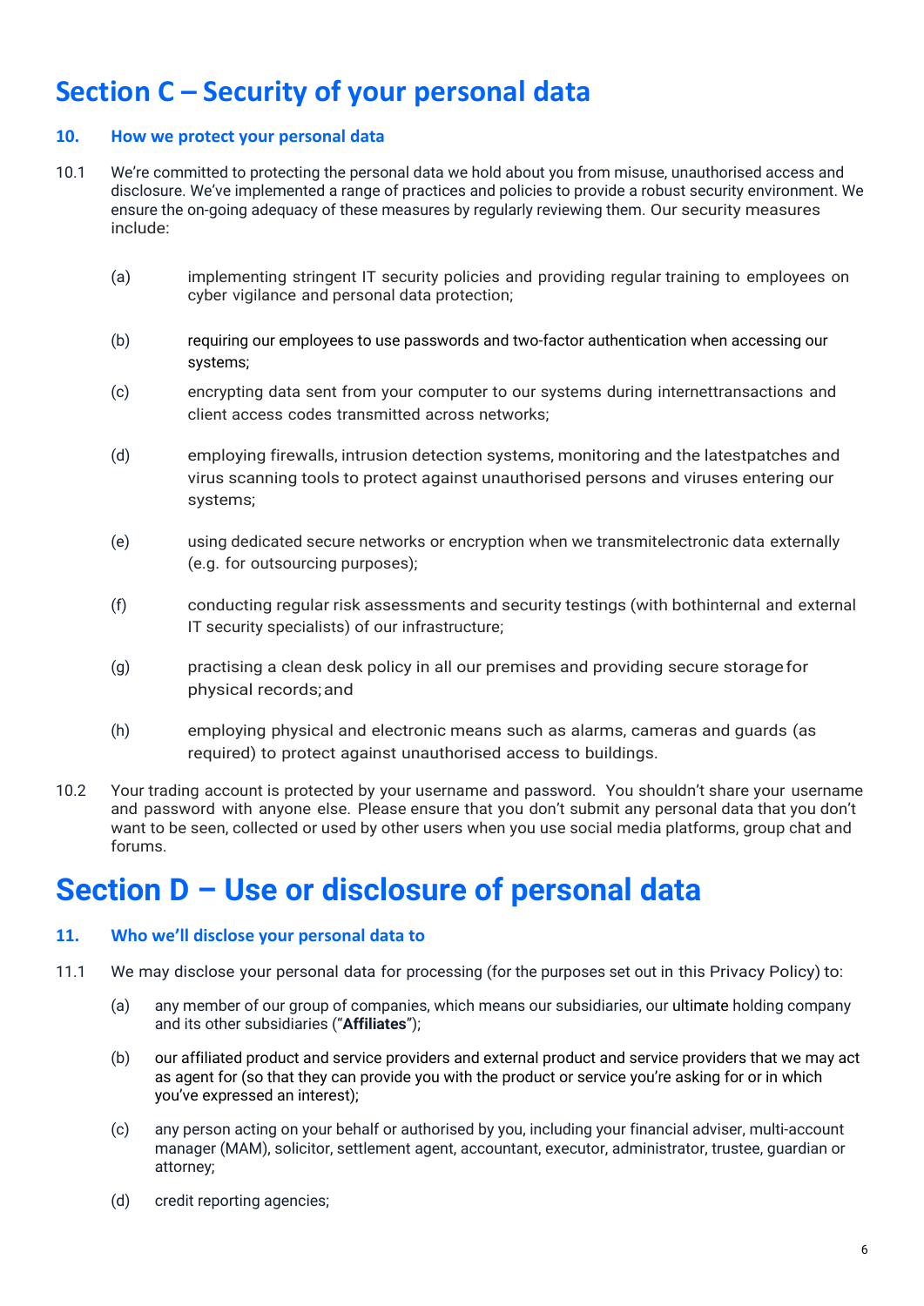# Section C – Security of your personal data

## 10. How we protect your personal data

10.1 We're committed to protecting the personal data we hold about you from misuse, unauthorised access and disclosure. We've implemented a range of practices and policies to provide a robust security environment. We ensure the on-going adequacy of these measures by regularly reviewing them. Our security measures include:

(a) implementing stringent IT security policies and providing regular training to employees on cyber vigilance and personal data protection;

(b) requiring our employees to use passwords and two-factor authentication when accessing our systems;

(c) encrypting data sent from your computer to our systems during internettransactions and client access codes transmitted across networks;

(d) employing firewalls, intrusion detection systems, monitoring and the latestpatches and virus scanning tools to protect against unauthorised persons and viruses entering our systems;

(e) using dedicated secure networks or encryption when we transmitelectronic data externally (e.g. for outsourcing purposes);

(f) conducting regular risk assessments and security testings (with bothinternal and external IT security specialists) of our infrastructure;

(g) practising a clean desk policy in all our premises and providing secure storage for physical records; and

(h) employing physical and electronic means such as alarms, cameras and guards (as required) to protect against unauthorised access to buildings.

10.2 Your trading account is protected by your username and password. You shouldn't share your username and password with anyone else. Please ensure that you don't submit any personal data that you don't want to be seen, collected or used by other users when you use social media platforms, group chat and forums.

# Section D – Use or disclosure of personal data

## 11. Who we'll disclose your personal data to

11.1 We may disclose your personal data for processing (for the purposes set out in this Privacy Policy) to:

(a) any member of our group of companies, which means our subsidiaries, our ultimate holding company and its other subsidiaries ("**Affiliates**");

(b) our affiliated product and service providers and external product and service providers that we may act as agent for (so that they can provide you with the product or service you're asking for or in which you've expressed an interest);

(c) any person acting on your behalf or authorised by you, including your financial adviser, multi-account manager (MAM), solicitor, settlement agent, accountant, executor, administrator, trustee, guardian or attorney;

(d) credit reporting agencies;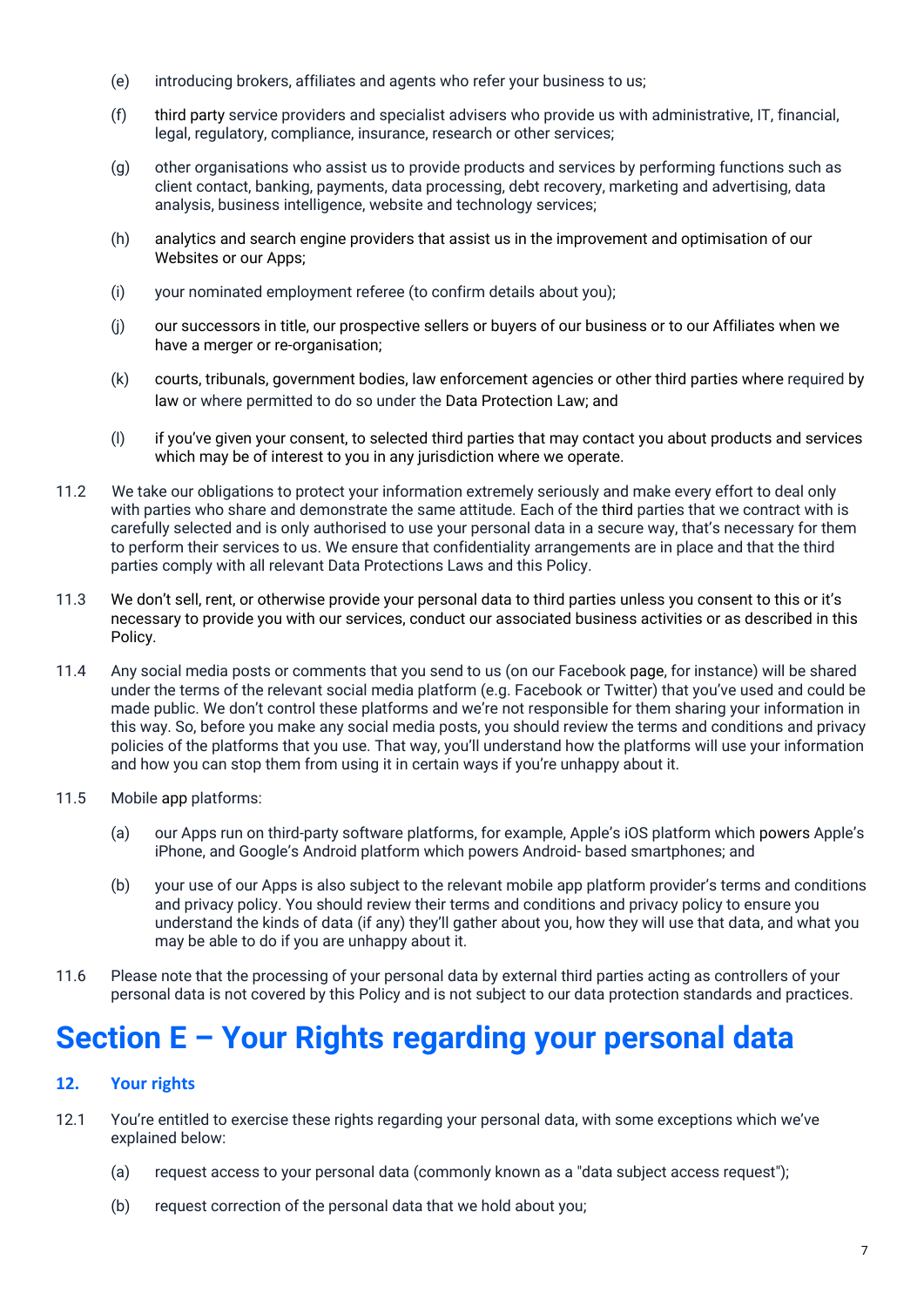(e) introducing brokers, affiliates and agents who refer your business to us;

(f) third party service providers and specialist advisers who provide us with administrative, IT, financial, legal, regulatory, compliance, insurance, research or other services;

(g) other organisations who assist us to provide products and services by performing functions such as client contact, banking, payments, data processing, debt recovery, marketing and advertising, data analysis, business intelligence, website and technology services;

(h) analytics and search engine providers that assist us in the improvement and optimisation of our Websites or our Apps;

(i) your nominated employment referee (to confirm details about you);

(j) our successors in title, our prospective sellers or buyers of our business or to our Affiliates when we have a merger or re-organisation;

(k) courts, tribunals, government bodies, law enforcement agencies or other third parties where required by law or where permitted to do so under the Data Protection Law; and

(l) if you've given your consent, to selected third parties that may contact you about products and services which may be of interest to you in any jurisdiction where we operate.

11.2 We take our obligations to protect your information extremely seriously and make every effort to deal only with parties who share and demonstrate the same attitude. Each of the third parties that we contract with is carefully selected and is only authorised to use your personal data in a secure way, that's necessary for them to perform their services to us. We ensure that confidentiality arrangements are in place and that the third parties comply with all relevant Data Protections Laws and this Policy.

11.3 We don't sell, rent, or otherwise provide your personal data to third parties unless you consent to this or it's necessary to provide you with our services, conduct our associated business activities or as described in this Policy.

11.4 Any social media posts or comments that you send to us (on our Facebook page, for instance) will be shared under the terms of the relevant social media platform (e.g. Facebook or Twitter) that you've used and could be made public. We don't control these platforms and we're not responsible for them sharing your information in this way. So, before you make any social media posts, you should review the terms and conditions and privacy policies of the platforms that you use. That way, you'll understand how the platforms will use your information and how you can stop them from using it in certain ways if you're unhappy about it.

11.5 Mobile app platforms:

(a) our Apps run on third-party software platforms, for example, Apple's iOS platform which powers Apple's iPhone, and Google's Android platform which powers Android- based smartphones; and

(b) your use of our Apps is also subject to the relevant mobile app platform provider's terms and conditions and privacy policy. You should review their terms and conditions and privacy policy to ensure you understand the kinds of data (if any) they'll gather about you, how they will use that data, and what you may be able to do if you are unhappy about it.

11.6 Please note that the processing of your personal data by external third parties acting as controllers of your personal data is not covered by this Policy and is not subject to our data protection standards and practices.

# Section E – Your Rights regarding your personal data

## 12. Your rights

12.1 You're entitled to exercise these rights regarding your personal data, with some exceptions which we've explained below:

(a) request access to your personal data (commonly known as a "data subject access request");

(b) request correction of the personal data that we hold about you;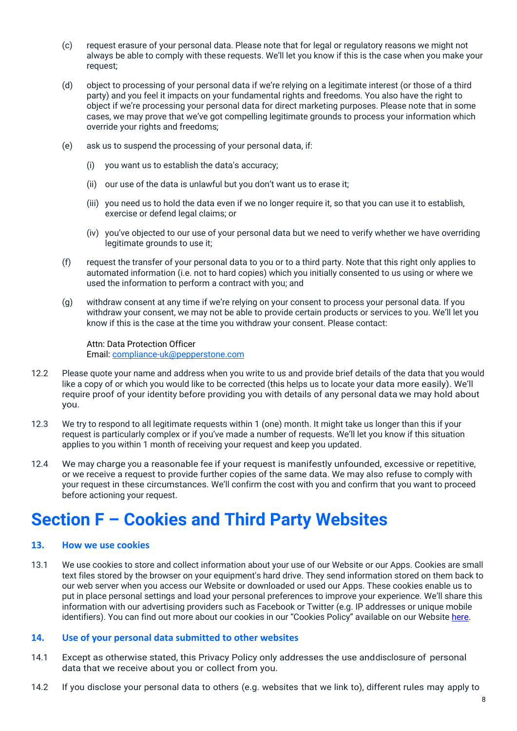(c) request erasure of your personal data. Please note that for legal or regulatory reasons we might not always be able to comply with these requests. We'll let you know if this is the case when you make your request;

(d) object to processing of your personal data if we're relying on a legitimate interest (or those of a third party) and you feel it impacts on your fundamental rights and freedoms. You also have the right to object if we're processing your personal data for direct marketing purposes. Please note that in some cases, we may prove that we've got compelling legitimate grounds to process your information which override your rights and freedoms;

(e) ask us to suspend the processing of your personal data, if:

(i) you want us to establish the data's accuracy;

(ii) our use of the data is unlawful but you don't want us to erase it;

(iii) you need us to hold the data even if we no longer require it, so that you can use it to establish, exercise or defend legal claims; or

(iv) you've objected to our use of your personal data but we need to verify whether we have overriding legitimate grounds to use it;

(f) request the transfer of your personal data to you or to a third party. Note that this right only applies to automated information (i.e. not to hard copies) which you initially consented to us using or where we used the information to perform a contract with you; and

(g) withdraw consent at any time if we're relying on your consent to process your personal data. If you withdraw your consent, we may not be able to provide certain products or services to you. We'll let you know if this is the case at the time you withdraw your consent. Please contact:

Attn: Data Protection Officer
Email: compliance-uk@pepperstone.com

12.2 Please quote your name and address when you write to us and provide brief details of the data that you would like a copy of or which you would like to be corrected (this helps us to locate your data more easily). We'll require proof of your identity before providing you with details of any personal data we may hold about you.

12.3 We try to respond to all legitimate requests within 1 (one) month. It might take us longer than this if your request is particularly complex or if you've made a number of requests. We'll let you know if this situation applies to you within 1 month of receiving your request and keep you updated.

12.4 We may charge you a reasonable fee if your request is manifestly unfounded, excessive or repetitive, or we receive a request to provide further copies of the same data. We may also refuse to comply with your request in these circumstances. We'll confirm the cost with you and confirm that you want to proceed before actioning your request.

# Section F – Cookies and Third Party Websites

## 13. How we use cookies

13.1 We use cookies to store and collect information about your use of our Website or our Apps. Cookies are small text files stored by the browser on your equipment's hard drive. They send information stored on them back to our web server when you access our Website or downloaded or used our Apps. These cookies enable us to put in place personal settings and load your personal preferences to improve your experience. We'll share this information with our advertising providers such as Facebook or Twitter (e.g. IP addresses or unique mobile identifiers). You can find out more about our cookies in our "Cookies Policy" available on our Website here.

## 14. Use of your personal data submitted to other websites

14.1 Except as otherwise stated, this Privacy Policy only addresses the use anddisclosure of personal data that we receive about you or collect from you.

14.2 If you disclose your personal data to others (e.g. websites that we link to), different rules may apply to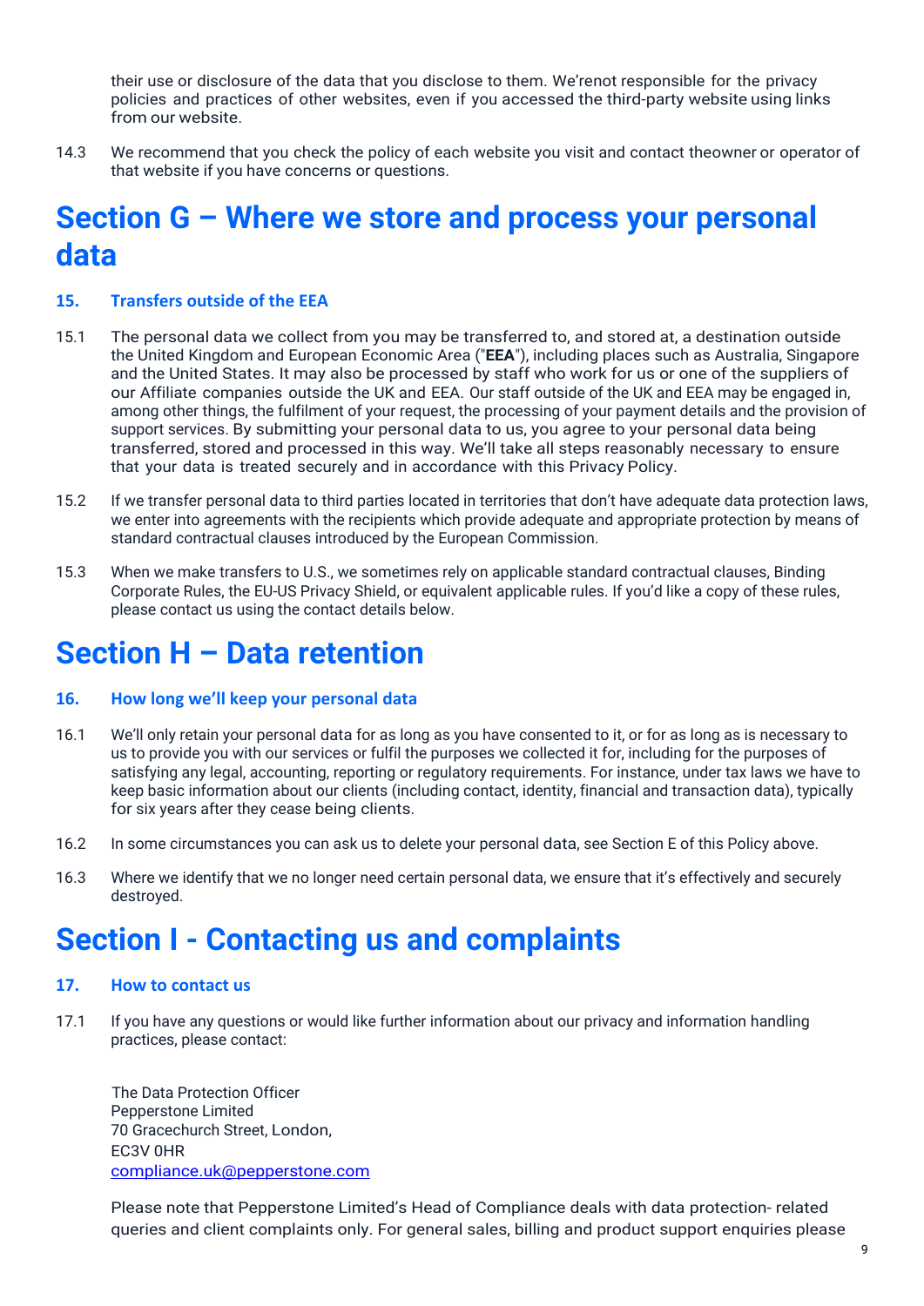their use or disclosure of the data that you disclose to them. We'renot responsible for the privacy policies and practices of other websites, even if you accessed the third-party website using links from our website.

14.3 We recommend that you check the policy of each website you visit and contact theowner or operator of that website if you have concerns or questions.

# Section G – Where we store and process your personal data

### 15. Transfers outside of the EEA

15.1 The personal data we collect from you may be transferred to, and stored at, a destination outside the United Kingdom and European Economic Area ("**EEA**"), including places such as Australia, Singapore and the United States. It may also be processed by staff who work for us or one of the suppliers of our Affiliate companies outside the UK and EEA. Our staff outside of the UK and EEA may be engaged in, among other things, the fulfilment of your request, the processing of your payment details and the provision of support services. By submitting your personal data to us, you agree to your personal data being transferred, stored and processed in this way. We'll take all steps reasonably necessary to ensure that your data is treated securely and in accordance with this Privacy Policy.

15.2 If we transfer personal data to third parties located in territories that don't have adequate data protection laws, we enter into agreements with the recipients which provide adequate and appropriate protection by means of standard contractual clauses introduced by the European Commission.

15.3 When we make transfers to U.S., we sometimes rely on applicable standard contractual clauses, Binding Corporate Rules, the EU-US Privacy Shield, or equivalent applicable rules. If you'd like a copy of these rules, please contact us using the contact details below.

# Section H – Data retention

### 16. How long we'll keep your personal data

16.1 We'll only retain your personal data for as long as you have consented to it, or for as long as is necessary to us to provide you with our services or fulfil the purposes we collected it for, including for the purposes of satisfying any legal, accounting, reporting or regulatory requirements. For instance, under tax laws we have to keep basic information about our clients (including contact, identity, financial and transaction data), typically for six years after they cease being clients.

16.2 In some circumstances you can ask us to delete your personal data, see Section E of this Policy above.

16.3 Where we identify that we no longer need certain personal data, we ensure that it's effectively and securely destroyed.

# Section I - Contacting us and complaints

### 17. How to contact us

17.1 If you have any questions or would like further information about our privacy and information handling practices, please contact:

The Data Protection Officer
Pepperstone Limited
70 Gracechurch Street, London,
EC3V 0HR
compliance.uk@pepperstone.com

Please note that Pepperstone Limited's Head of Compliance deals with data protection- related queries and client complaints only. For general sales, billing and product support enquiries please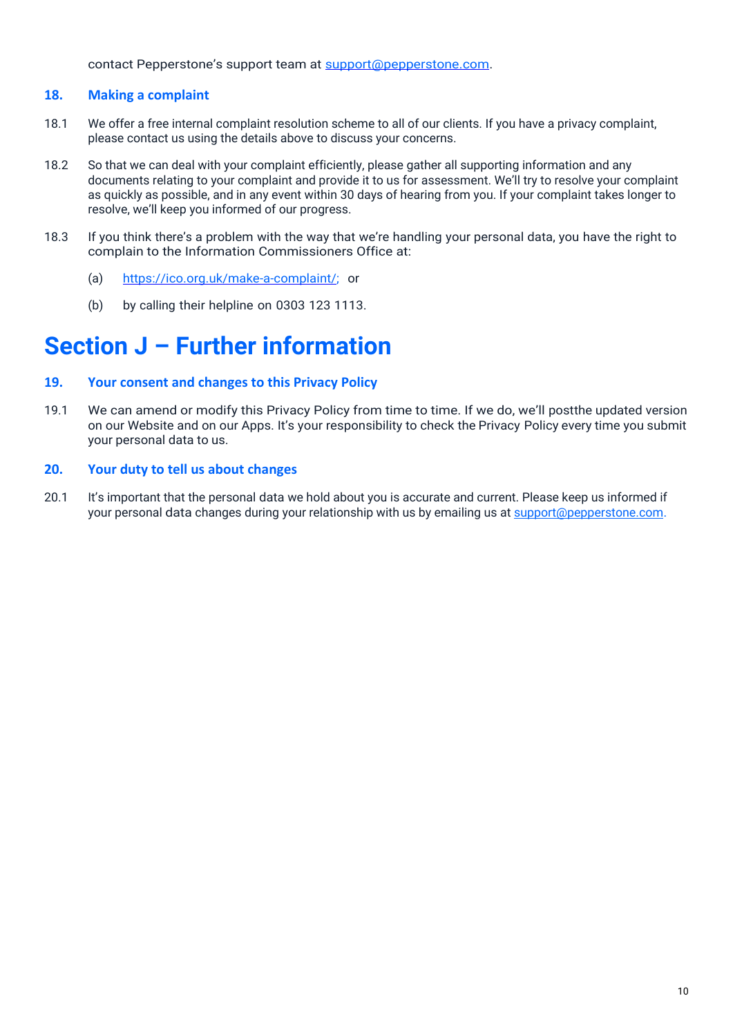contact Pepperstone's support team at support@pepperstone.com.

### 18. Making a complaint

18.1 We offer a free internal complaint resolution scheme to all of our clients. If you have a privacy complaint, please contact us using the details above to discuss your concerns.

18.2 So that we can deal with your complaint efficiently, please gather all supporting information and any documents relating to your complaint and provide it to us for assessment. We'll try to resolve your complaint as quickly as possible, and in any event within 30 days of hearing from you. If your complaint takes longer to resolve, we'll keep you informed of our progress.

18.3 If you think there's a problem with the way that we're handling your personal data, you have the right to complain to the Information Commissioners Office at:

(a) https://ico.org.uk/make-a-complaint/; or

(b) by calling their helpline on 0303 123 1113.

# Section J – Further information

### 19. Your consent and changes to this Privacy Policy

19.1 We can amend or modify this Privacy Policy from time to time. If we do, we'll postthe updated version on our Website and on our Apps. It's your responsibility to check the Privacy Policy every time you submit your personal data to us.

### 20. Your duty to tell us about changes

20.1 It's important that the personal data we hold about you is accurate and current. Please keep us informed if your personal data changes during your relationship with us by emailing us at support@pepperstone.com.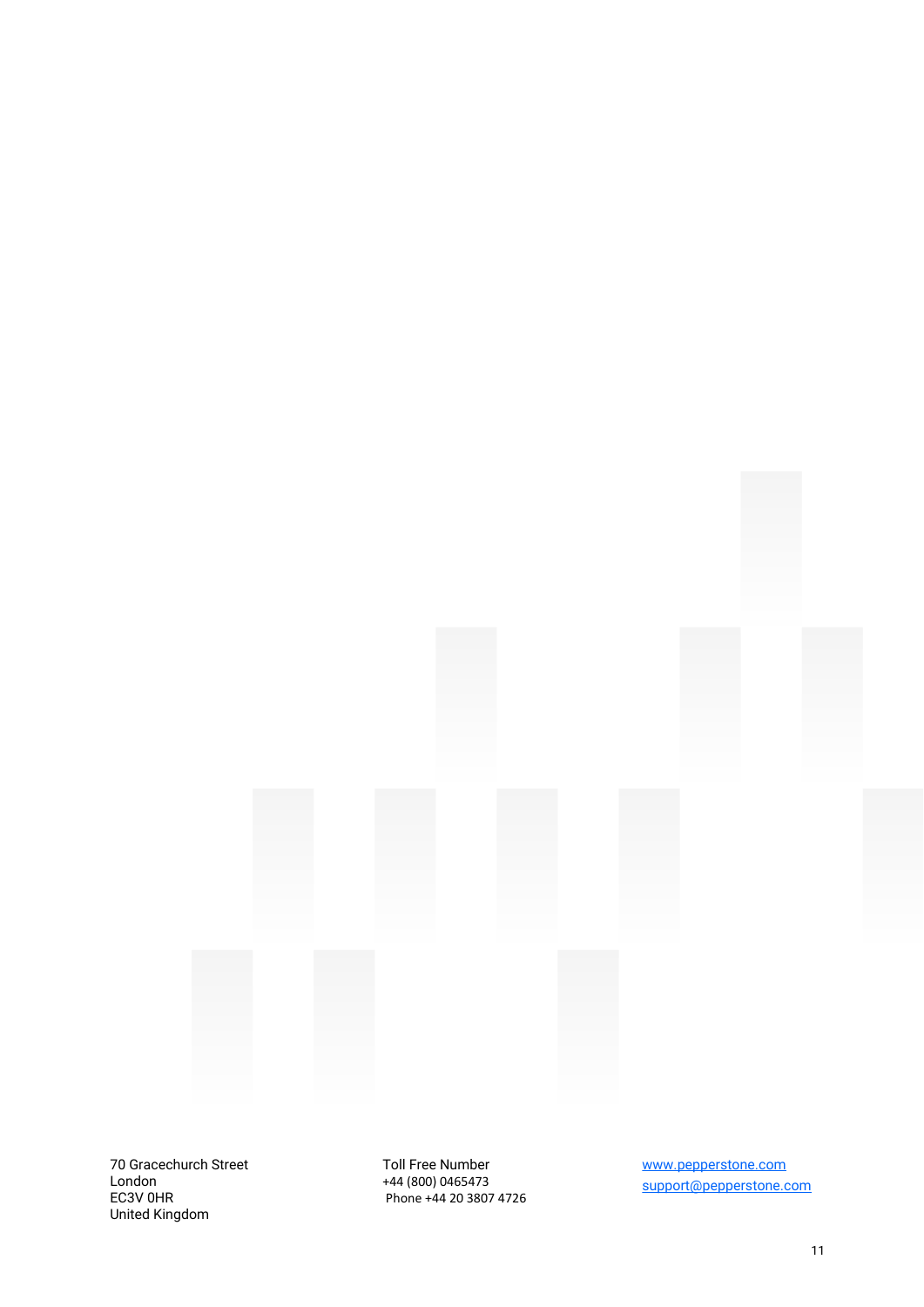70 Gracechurch Street
London
EC3V 0HR
United Kingdom

Toll Free Number
+44 (800) 0465473
Phone +44 20 3807 4726

[www.pepperstone.com](http://www.pepperstone.com)
[support@pepperstone.com](mailto:support@pepperstone.com)